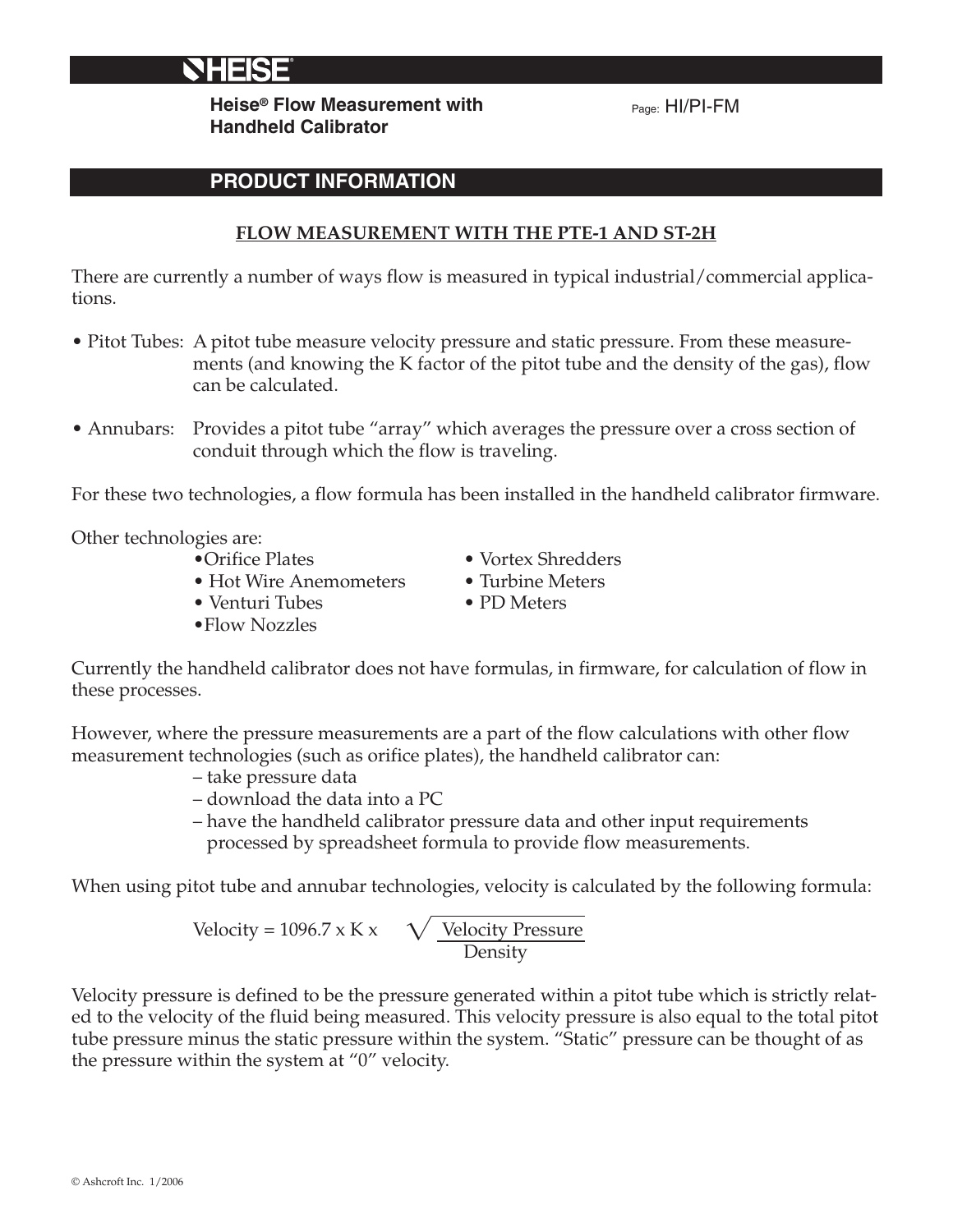# HEISE®

**Heise® Flow Measurement with Handheld Calibrator**

Page: HI/PI-FM

## PRODUCT INFORMATION

### FLOW MEASUREMENT WITH THE PTE-1 AND ST-2H

There are currently a number of ways flow is measured in typical industrial/commercial applications.

- Pitot Tubes: A pitot tube measure velocity pressure and static pressure. From these measurements (and knowing the K factor of the pitot tube and the density of the gas), flow can be calculated.
- Annubars: Provides a pitot tube "array" which averages the pressure over a cross section of conduit through which the flow is traveling.

For these two technologies, a flow formula has been installed in the handheld calibrator firmware.

Other technologies are:

- Orifice Plates
- Hot Wire Anemometers
- Venturi Tubes
- Flow Nozzles
- Vortex Shredders
- Turbine Meters
- PD Meters

Currently the handheld calibrator does not have formulas, in firmware, for calculation of flow in these processes.

However, where the pressure measurements are a part of the flow calculations with other flow measurement technologies (such as orifice plates), the handheld calibrator can:

- take pressure data
- download the data into a PC
- have the handheld calibrator pressure data and other input requirements processed by spreadsheet formula to provide flow measurements.

When using pitot tube and annubar technologies, velocity is calculated by the following formula:

$$\text{Velocity} = 1096.7 \times K \times \sqrt{\frac{\text{Velocity Pressure}}{\text{Density}}}$$

Velocity pressure is defined to be the pressure generated within a pitot tube which is strictly related to the velocity of the fluid being measured. This velocity pressure is also equal to the total pitot tube pressure minus the static pressure within the system. "Static" pressure can be thought of as the pressure within the system at "0" velocity.

© Ashcroft Inc. 1/2006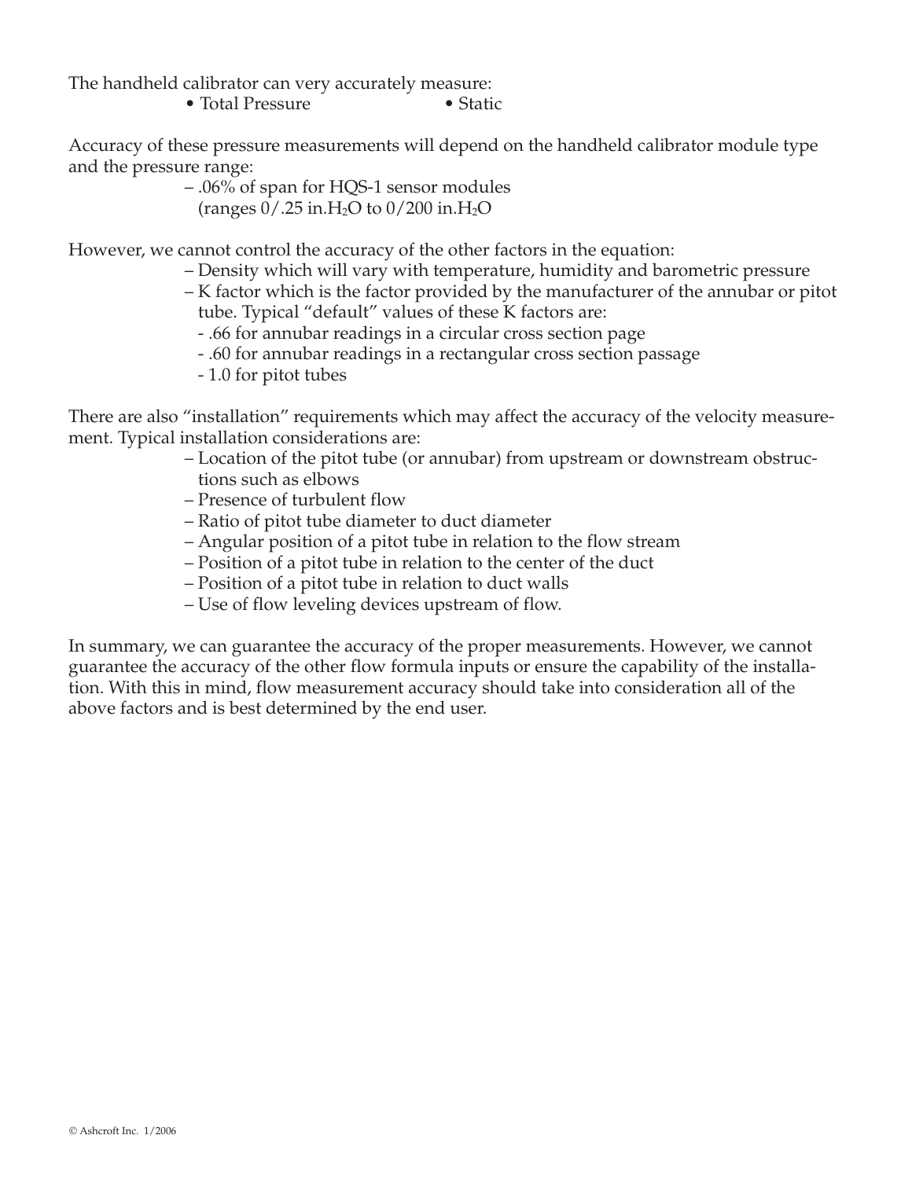The handheld calibrator can very accurately measure:

- Total Pressure
- Static

Accuracy of these pressure measurements will depend on the handheld calibrator module type and the pressure range:

– .06% of span for HQS-1 sensor modules (ranges 0/.25 in.$H_2O$ to 0/200 in.$H_2O$

However, we cannot control the accuracy of the other factors in the equation:

– Density which will vary with temperature, humidity and barometric pressure
– K factor which is the factor provided by the manufacturer of the annubar or pitot tube. Typical "default" values of these K factors are:
  - .66 for annubar readings in a circular cross section page
  - .60 for annubar readings in a rectangular cross section passage
  - 1.0 for pitot tubes

There are also "installation" requirements which may affect the accuracy of the velocity measurement. Typical installation considerations are:

– Location of the pitot tube (or annubar) from upstream or downstream obstructions such as elbows
– Presence of turbulent flow
– Ratio of pitot tube diameter to duct diameter
– Angular position of a pitot tube in relation to the flow stream
– Position of a pitot tube in relation to the center of the duct
– Position of a pitot tube in relation to duct walls
– Use of flow leveling devices upstream of flow.

In summary, we can guarantee the accuracy of the proper measurements. However, we cannot guarantee the accuracy of the other flow formula inputs or ensure the capability of the installation. With this in mind, flow measurement accuracy should take into consideration all of the above factors and is best determined by the end user.

© Ashcroft Inc. 1/2006